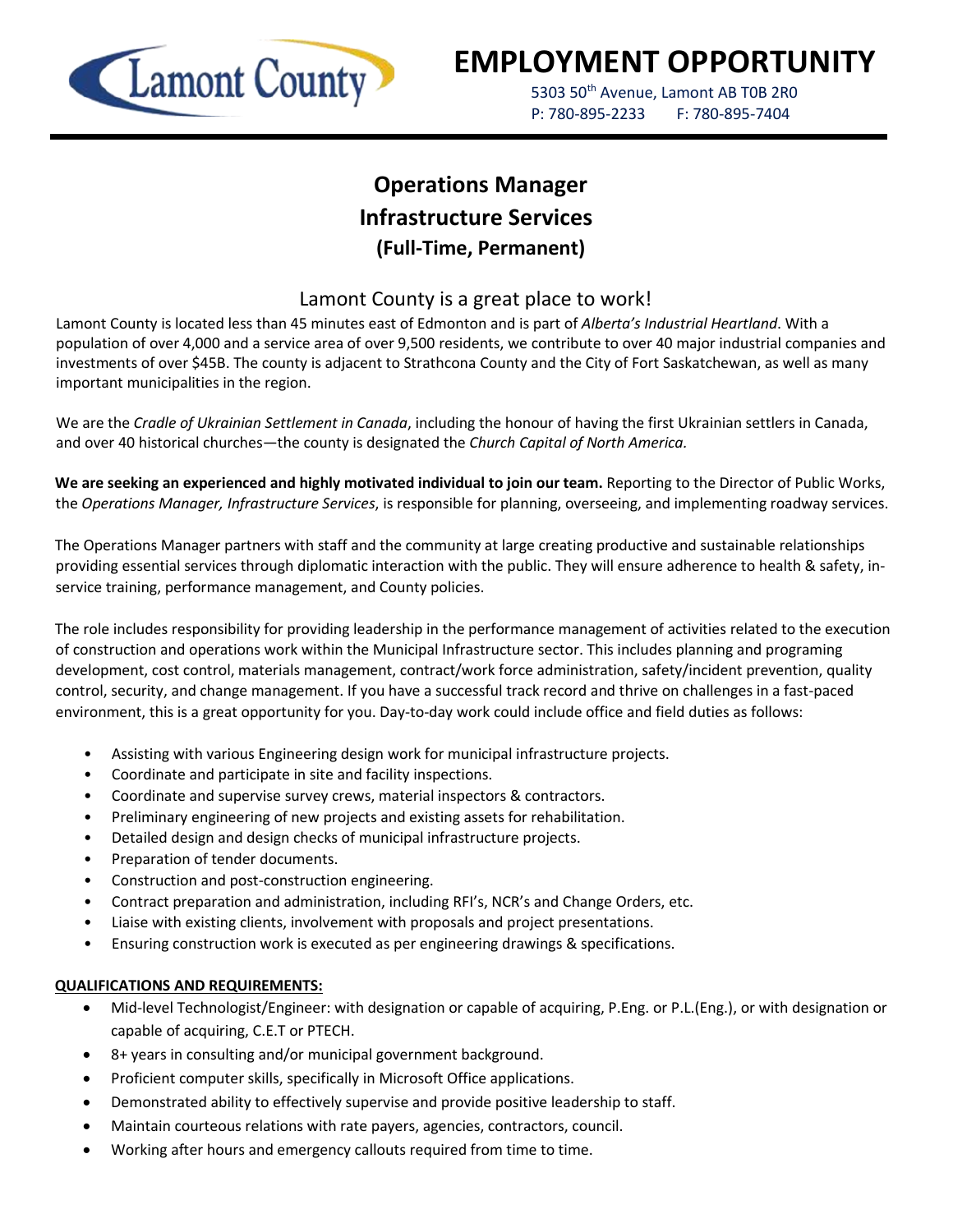# EMPLOYMENT OPPORTUNITY

5303 50th Avenue, Lamont AB T0B 2R0
P: 780-895-2233 F: 780-895-7404

## Operations Manager
## Infrastructure Services
### (Full-Time, Permanent)

### Lamont County is a great place to work!

Lamont County is located less than 45 minutes east of Edmonton and is part of *Alberta's Industrial Heartland*. With a population of over 4,000 and a service area of over 9,500 residents, we contribute to over 40 major industrial companies and investments of over $45B. The county is adjacent to Strathcona County and the City of Fort Saskatchewan, as well as many important municipalities in the region.

We are the *Cradle of Ukrainian Settlement in Canada*, including the honour of having the first Ukrainian settlers in Canada, and over 40 historical churches—the county is designated the *Church Capital of North America.*

**We are seeking an experienced and highly motivated individual to join our team.** Reporting to the Director of Public Works, the *Operations Manager, Infrastructure Services*, is responsible for planning, overseeing, and implementing roadway services.

The Operations Manager partners with staff and the community at large creating productive and sustainable relationships providing essential services through diplomatic interaction with the public. They will ensure adherence to health & safety, in-service training, performance management, and County policies.

The role includes responsibility for providing leadership in the performance management of activities related to the execution of construction and operations work within the Municipal Infrastructure sector. This includes planning and programing development, cost control, materials management, contract/work force administration, safety/incident prevention, quality control, security, and change management. If you have a successful track record and thrive on challenges in a fast-paced environment, this is a great opportunity for you. Day-to-day work could include office and field duties as follows:

- Assisting with various Engineering design work for municipal infrastructure projects.
- Coordinate and participate in site and facility inspections.
- Coordinate and supervise survey crews, material inspectors & contractors.
- Preliminary engineering of new projects and existing assets for rehabilitation.
- Detailed design and design checks of municipal infrastructure projects.
- Preparation of tender documents.
- Construction and post-construction engineering.
- Contract preparation and administration, including RFI's, NCR's and Change Orders, etc.
- Liaise with existing clients, involvement with proposals and project presentations.
- Ensuring construction work is executed as per engineering drawings & specifications.

**QUALIFICATIONS AND REQUIREMENTS:**

- Mid-level Technologist/Engineer: with designation or capable of acquiring, P.Eng. or P.L.(Eng.), or with designation or capable of acquiring, C.E.T or PTECH.
- 8+ years in consulting and/or municipal government background.
- Proficient computer skills, specifically in Microsoft Office applications.
- Demonstrated ability to effectively supervise and provide positive leadership to staff.
- Maintain courteous relations with rate payers, agencies, contractors, council.
- Working after hours and emergency callouts required from time to time.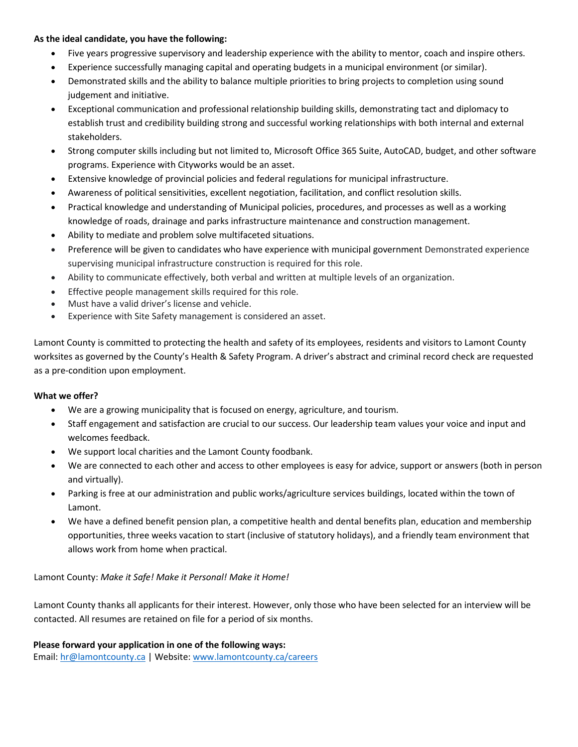**As the ideal candidate, you have the following:**

- Five years progressive supervisory and leadership experience with the ability to mentor, coach and inspire others.
- Experience successfully managing capital and operating budgets in a municipal environment (or similar).
- Demonstrated skills and the ability to balance multiple priorities to bring projects to completion using sound judgement and initiative.
- Exceptional communication and professional relationship building skills, demonstrating tact and diplomacy to establish trust and credibility building strong and successful working relationships with both internal and external stakeholders.
- Strong computer skills including but not limited to, Microsoft Office 365 Suite, AutoCAD, budget, and other software programs. Experience with Cityworks would be an asset.
- Extensive knowledge of provincial policies and federal regulations for municipal infrastructure.
- Awareness of political sensitivities, excellent negotiation, facilitation, and conflict resolution skills.
- Practical knowledge and understanding of Municipal policies, procedures, and processes as well as a working knowledge of roads, drainage and parks infrastructure maintenance and construction management.
- Ability to mediate and problem solve multifaceted situations.
- Preference will be given to candidates who have experience with municipal government Demonstrated experience supervising municipal infrastructure construction is required for this role.
- Ability to communicate effectively, both verbal and written at multiple levels of an organization.
- Effective people management skills required for this role.
- Must have a valid driver's license and vehicle.
- Experience with Site Safety management is considered an asset.

Lamont County is committed to protecting the health and safety of its employees, residents and visitors to Lamont County worksites as governed by the County's Health & Safety Program. A driver's abstract and criminal record check are requested as a pre-condition upon employment.

**What we offer?**

- We are a growing municipality that is focused on energy, agriculture, and tourism.
- Staff engagement and satisfaction are crucial to our success. Our leadership team values your voice and input and welcomes feedback.
- We support local charities and the Lamont County foodbank.
- We are connected to each other and access to other employees is easy for advice, support or answers (both in person and virtually).
- Parking is free at our administration and public works/agriculture services buildings, located within the town of Lamont.
- We have a defined benefit pension plan, a competitive health and dental benefits plan, education and membership opportunities, three weeks vacation to start (inclusive of statutory holidays), and a friendly team environment that allows work from home when practical.

Lamont County: *Make it Safe! Make it Personal! Make it Home!*

Lamont County thanks all applicants for their interest. However, only those who have been selected for an interview will be contacted. All resumes are retained on file for a period of six months.

**Please forward your application in one of the following ways:**
Email: [hr@lamontcounty.ca](mailto:hr@lamontcounty.ca) | Website: [www.lamontcounty.ca/careers](http://www.lamontcounty.ca/careers)